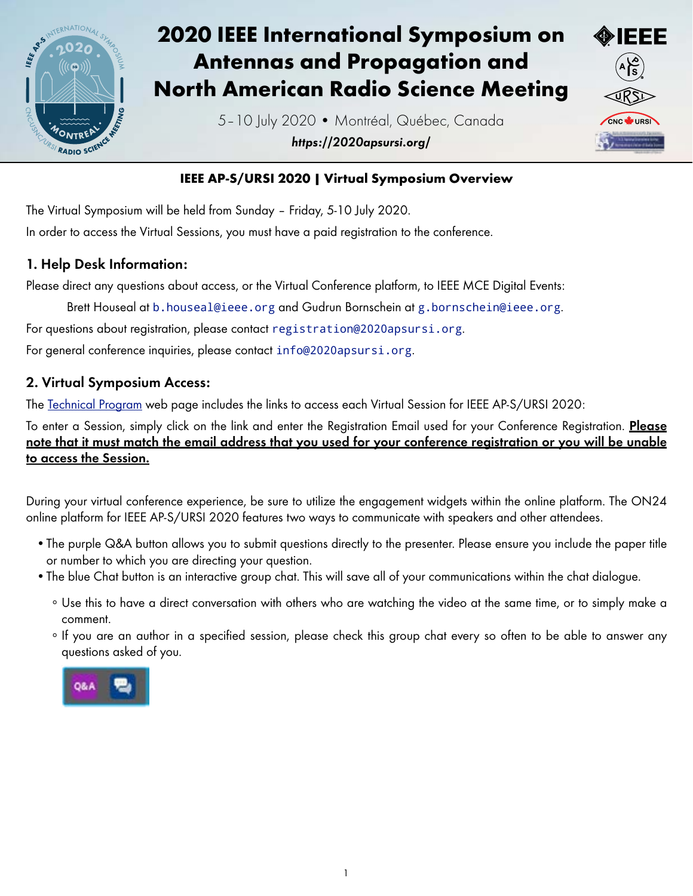# 2020 IEEE International Symposium on Antennas and Propagation and North American Radio Science Meeting

5–10 July 2020 • Montréal, Québec, Canada

***https://2020apsursi.org/***

## IEEE AP-S/URSI 2020 | Virtual Symposium Overview

The Virtual Symposium will be held from Sunday – Friday, 5-10 July 2020.

In order to access the Virtual Sessions, you must have a paid registration to the conference.

### 1. Help Desk Information:

Please direct any questions about access, or the Virtual Conference platform, to IEEE MCE Digital Events:

Brett Houseal at `b.houseal@ieee.org` and Gudrun Bornschein at `g.bornschein@ieee.org`.

For questions about registration, please contact `registration@2020apsursi.org`.

For general conference inquiries, please contact `info@2020apsursi.org`.

### 2. Virtual Symposium Access:

The Technical Program web page includes the links to access each Virtual Session for IEEE AP-S/URSI 2020:

To enter a Session, simply click on the link and enter the Registration Email used for your Conference Registration. **Please note that it must match the email address that you used for your conference registration or you will be unable to access the Session.**

During your virtual conference experience, be sure to utilize the engagement widgets within the online platform. The ON24 online platform for IEEE AP-S/URSI 2020 features two ways to communicate with speakers and other attendees.

- The purple Q&A button allows you to submit questions directly to the presenter. Please ensure you include the paper title or number to which you are directing your question.
- The blue Chat button is an interactive group chat. This will save all of your communications within the chat dialogue.
  - Use this to have a direct conversation with others who are watching the video at the same time, or to simply make a comment.
  - If you are an author in a specified session, please check this group chat every so often to be able to answer any questions asked of you.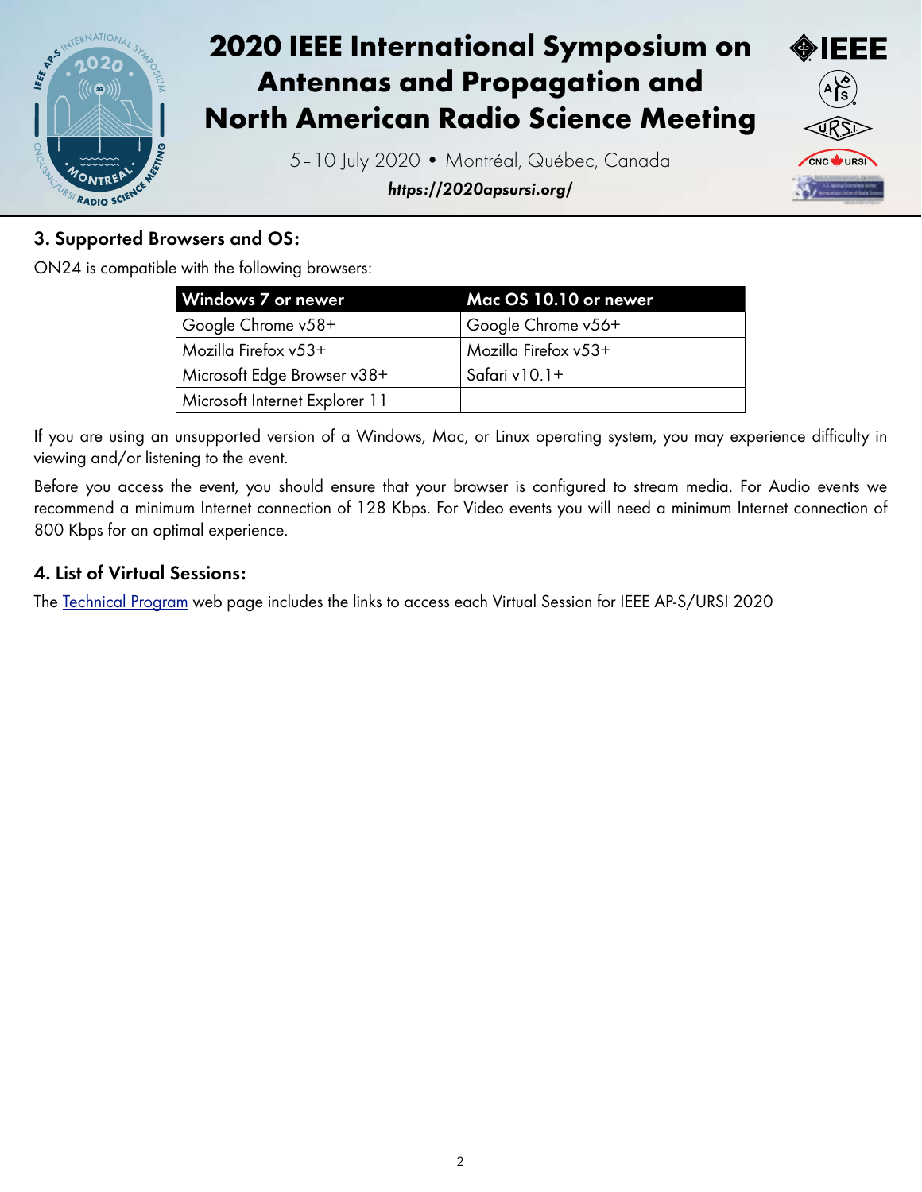### 3. Supported Browsers and OS:

ON24 is compatible with the following browsers:

| Windows 7 or newer | Mac OS 10.10 or newer |
|---|---|
| Google Chrome v58+ | Google Chrome v56+ |
| Mozilla Firefox v53+ | Mozilla Firefox v53+ |
| Microsoft Edge Browser v38+ | Safari v10.1+ |
| Microsoft Internet Explorer 11 | |

If you are using an unsupported version of a Windows, Mac, or Linux operating system, you may experience difficulty in viewing and/or listening to the event.

Before you access the event, you should ensure that your browser is configured to stream media. For Audio events we recommend a minimum Internet connection of 128 Kbps. For Video events you will need a minimum Internet connection of 800 Kbps for an optimal experience.

### 4. List of Virtual Sessions:

The Technical Program web page includes the links to access each Virtual Session for IEEE AP-S/URSI 2020